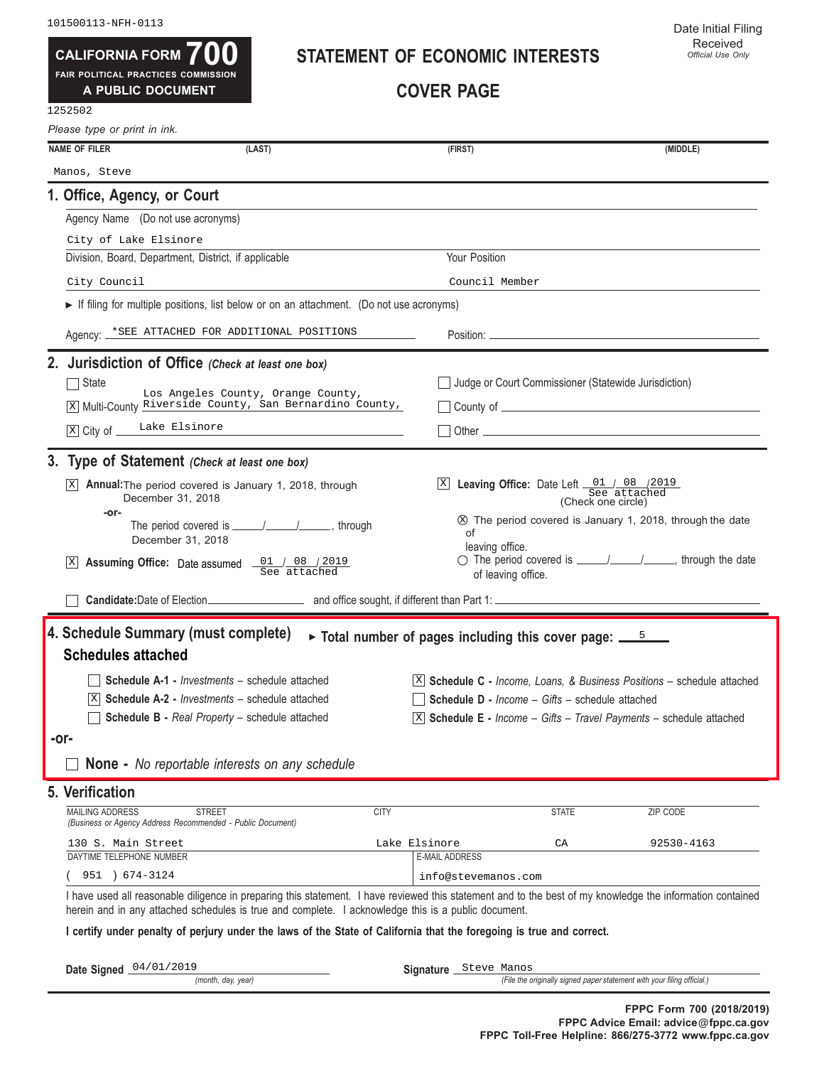101500113-NFH-0113

**CALIFORNIA FORM 700**
FAIR POLITICAL PRACTICES COMMISSION
**A PUBLIC DOCUMENT**

1252502

# STATEMENT OF ECONOMIC INTERESTS

## COVER PAGE

Date Initial Filing Received
*Official Use Only*

*Please type or print in ink.*

| NAME OF FILER | (LAST) | (FIRST) | (MIDDLE) |
|---|---|---|---|
| Manos, Steve | | | |

## 1. Office, Agency, or Court

Agency Name (Do not use acronyms)

City of Lake Elsinore

| Division, Board, Department, District, if applicable | Your Position |
|---|---|
| City Council | Council Member |

► If filing for multiple positions, list below or on an attachment. (Do not use acronyms)

Agency: *SEE ATTACHED FOR ADDITIONAL POSITIONS    Position:

## 2. Jurisdiction of Office *(Check at least one box)*

- [ ] State
- [X] Multi-County Los Angeles County, Orange County, Riverside County, San Bernardino County,
- [X] City of Lake Elsinore
- [ ] Judge or Court Commissioner (Statewide Jurisdiction)
- [ ] County of
- [ ] Other

## 3. Type of Statement *(Check at least one box)*

- [X] **Annual:** The period covered is January 1, 2018, through December 31, 2018
  -or-
  The period covered is ____/____/____, through December 31, 2018
- [X] **Assuming Office:** Date assumed 01 / 08 / 2019 See attached
- [ ] **Candidate:** Date of Election ________ and office sought, if different than Part 1: ________
- [X] **Leaving Office:** Date Left 01 / 08 / 2019 See attached (Check one circle)
  - ⊗ The period covered is January 1, 2018, through the date of leaving office.
  - ○ The period covered is ____/____/____, through the date of leaving office.

## 4. Schedule Summary (must complete) ► Total number of pages including this cover page: 5

### Schedules attached

- [ ] **Schedule A-1 -** *Investments* – schedule attached
- [X] **Schedule A-2 -** *Investments* – schedule attached
- [ ] **Schedule B -** *Real Property* – schedule attached
- [X] **Schedule C -** *Income, Loans, & Business Positions* – schedule attached
- [ ] **Schedule D -** *Income – Gifts* – schedule attached
- [X] **Schedule E -** *Income – Gifts – Travel Payments* – schedule attached

**-or-**

- [ ] **None -** *No reportable interests on any schedule*

## 5. Verification

| MAILING ADDRESS STREET *(Business or Agency Address Recommended - Public Document)* | CITY | STATE | ZIP CODE |
|---|---|---|---|
| 130 S. Main Street | Lake Elsinore | CA | 92530-4163 |

| DAYTIME TELEPHONE NUMBER | E-MAIL ADDRESS |
|---|---|
| ( 951 ) 674-3124 | info@stevemanos.com |

I have used all reasonable diligence in preparing this statement. I have reviewed this statement and to the best of my knowledge the information contained herein and in any attached schedules is true and complete. I acknowledge this is a public document.

**I certify under penalty of perjury under the laws of the State of California that the foregoing is true and correct.**

**Date Signed** 04/01/2019 *(month, day, year)*

**Signature** Steve Manos *(File the originally signed paper statement with your filing official.)*

**FPPC Form 700 (2018/2019)**
**FPPC Advice Email: advice@fppc.ca.gov**
**FPPC Toll-Free Helpline: 866/275-3772 www.fppc.ca.gov**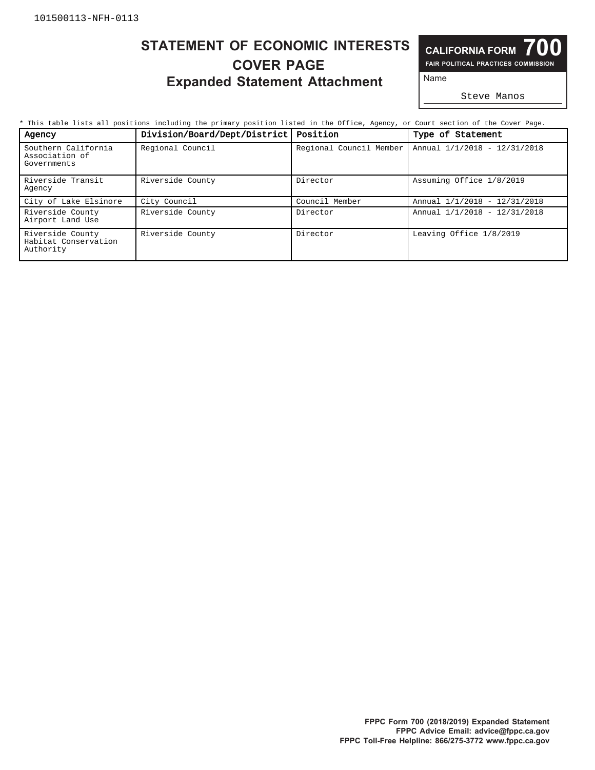101500113-NFH-0113

# STATEMENT OF ECONOMIC INTERESTS
## COVER PAGE
## Expanded Statement Attachment

**CALIFORNIA FORM 700**
**FAIR POLITICAL PRACTICES COMMISSION**

Name

Steve Manos

* This table lists all positions including the primary position listed in the Office, Agency, or Court section of the Cover Page.

| Agency | Division/Board/Dept/District | Position | Type of Statement |
|---|---|---|---|
| Southern California Association of Governments | Regional Council | Regional Council Member | Annual 1/1/2018 - 12/31/2018 |
| Riverside Transit Agency | Riverside County | Director | Assuming Office 1/8/2019 |
| City of Lake Elsinore | City Council | Council Member | Annual 1/1/2018 - 12/31/2018 |
| Riverside County Airport Land Use | Riverside County | Director | Annual 1/1/2018 - 12/31/2018 |
| Riverside County Habitat Conservation Authority | Riverside County | Director | Leaving Office 1/8/2019 |

**FPPC Form 700 (2018/2019) Expanded Statement**
**FPPC Advice Email: advice@fppc.ca.gov**
**FPPC Toll-Free Helpline: 866/275-3772 www.fppc.ca.gov**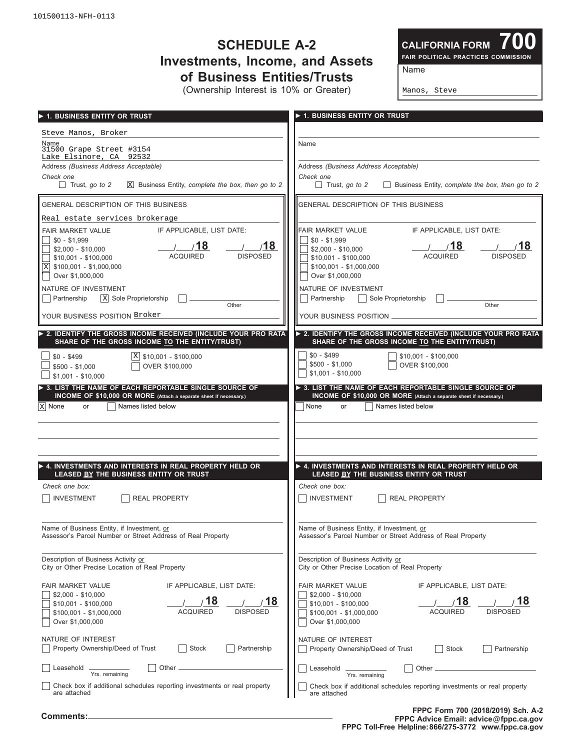101500113-NFH-0113

# SCHEDULE A-2
## Investments, Income, and Assets of Business Entities/Trusts
(Ownership Interest is 10% or Greater)

**CALIFORNIA FORM 700**
**FAIR POLITICAL PRACTICES COMMISSION**

Name: Manos, Steve

---

### ► 1. BUSINESS ENTITY OR TRUST

Name: Steve Manos, Broker

Address *(Business Address Acceptable)*: 31500 Grape Street #3154, Lake Elsinore, CA 92532

*Check one*
- [ ] Trust, *go to 2*
- [X] Business Entity, *complete the box, then go to 2*

GENERAL DESCRIPTION OF THIS BUSINESS: Real estate services brokerage

FAIR MARKET VALUE
- [ ] $0 - $1,999
- [ ] $2,000 - $10,000
- [ ] $10,001 - $100,000
- [X] $100,001 - $1,000,000
- [ ] Over $1,000,000

IF APPLICABLE, LIST DATE: \_\_/\_\_/18 ACQUIRED \_\_/\_\_/18 DISPOSED

NATURE OF INVESTMENT
- [ ] Partnership
- [X] Sole Proprietorship
- [ ] Other \_\_\_\_\_\_

YOUR BUSINESS POSITION: Broker

### ► 2. IDENTIFY THE GROSS INCOME RECEIVED (INCLUDE YOUR PRO RATA SHARE OF THE GROSS INCOME TO THE ENTITY/TRUST)

- [ ] $0 - $499
- [ ] $500 - $1,000
- [ ] $1,001 - $10,000
- [X] $10,001 - $100,000
- [ ] OVER $100,000

### ► 3. LIST THE NAME OF EACH REPORTABLE SINGLE SOURCE OF INCOME OF $10,000 OR MORE (Attach a separate sheet if necessary.)

- [X] None or
- [ ] Names listed below

### ► 4. INVESTMENTS AND INTERESTS IN REAL PROPERTY HELD OR LEASED BY THE BUSINESS ENTITY OR TRUST

*Check one box:*
- [ ] INVESTMENT
- [ ] REAL PROPERTY

Name of Business Entity, if Investment, or Assessor's Parcel Number or Street Address of Real Property: \_\_\_\_\_\_

Description of Business Activity or City or Other Precise Location of Real Property: \_\_\_\_\_\_

FAIR MARKET VALUE
- [ ] $2,000 - $10,000
- [ ] $10,001 - $100,000
- [ ] $100,001 - $1,000,000
- [ ] Over $1,000,000

IF APPLICABLE, LIST DATE: \_\_/\_\_/18 ACQUIRED \_\_/\_\_/18 DISPOSED

NATURE OF INTEREST
- [ ] Property Ownership/Deed of Trust
- [ ] Stock
- [ ] Partnership
- [ ] Leasehold \_\_\_\_\_\_ Yrs. remaining
- [ ] Other \_\_\_\_\_\_

- [ ] Check box if additional schedules reporting investments or real property are attached

---

### ► 1. BUSINESS ENTITY OR TRUST

Name: \_\_\_\_\_\_

Address *(Business Address Acceptable)*: \_\_\_\_\_\_

*Check one*
- [ ] Trust, *go to 2*
- [ ] Business Entity, *complete the box, then go to 2*

GENERAL DESCRIPTION OF THIS BUSINESS: \_\_\_\_\_\_

FAIR MARKET VALUE
- [ ] $0 - $1,999
- [ ] $2,000 - $10,000
- [ ] $10,001 - $100,000
- [ ] $100,001 - $1,000,000
- [ ] Over $1,000,000

IF APPLICABLE, LIST DATE: \_\_/\_\_/18 ACQUIRED \_\_/\_\_/18 DISPOSED

NATURE OF INVESTMENT
- [ ] Partnership
- [ ] Sole Proprietorship
- [ ] Other \_\_\_\_\_\_

YOUR BUSINESS POSITION: \_\_\_\_\_\_

### ► 2. IDENTIFY THE GROSS INCOME RECEIVED (INCLUDE YOUR PRO RATA SHARE OF THE GROSS INCOME TO THE ENTITY/TRUST)

- [ ] $0 - $499
- [ ] $500 - $1,000
- [ ] $1,001 - $10,000
- [ ] $10,001 - $100,000
- [ ] OVER $100,000

### ► 3. LIST THE NAME OF EACH REPORTABLE SINGLE SOURCE OF INCOME OF $10,000 OR MORE (Attach a separate sheet if necessary.)

- [ ] None or
- [ ] Names listed below

### ► 4. INVESTMENTS AND INTERESTS IN REAL PROPERTY HELD OR LEASED BY THE BUSINESS ENTITY OR TRUST

*Check one box:*
- [ ] INVESTMENT
- [ ] REAL PROPERTY

Name of Business Entity, if Investment, or Assessor's Parcel Number or Street Address of Real Property: \_\_\_\_\_\_

Description of Business Activity or City or Other Precise Location of Real Property: \_\_\_\_\_\_

FAIR MARKET VALUE
- [ ] $2,000 - $10,000
- [ ] $10,001 - $100,000
- [ ] $100,001 - $1,000,000
- [ ] Over $1,000,000

IF APPLICABLE, LIST DATE: \_\_/\_\_/18 ACQUIRED \_\_/\_\_/18 DISPOSED

NATURE OF INTEREST
- [ ] Property Ownership/Deed of Trust
- [ ] Stock
- [ ] Partnership
- [ ] Leasehold \_\_\_\_\_\_ Yrs. remaining
- [ ] Other \_\_\_\_\_\_

- [ ] Check box if additional schedules reporting investments or real property are attached

---

**Comments:** \_\_\_\_\_\_

**FPPC Form 700 (2018/2019) Sch. A-2**
**FPPC Advice Email: advice@fppc.ca.gov**
**FPPC Toll-Free Helpline: 866/275-3772 www.fppc.ca.gov**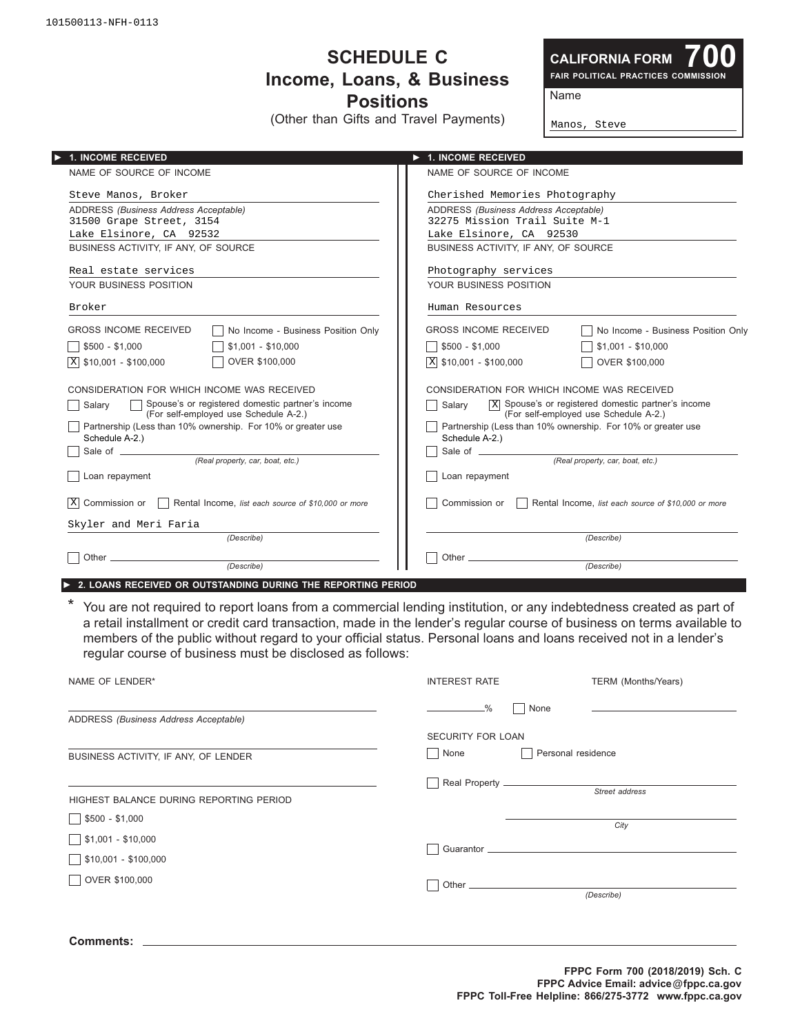101500113-NFH-0113

# SCHEDULE C
## Income, Loans, & Business Positions
(Other than Gifts and Travel Payments)

**CALIFORNIA FORM 700**
**FAIR POLITICAL PRACTICES COMMISSION**

Name: Manos, Steve

---

### ► 1. INCOME RECEIVED

NAME OF SOURCE OF INCOME: Steve Manos, Broker

ADDRESS *(Business Address Acceptable)*: 31500 Grape Street, 3154, Lake Elsinore, CA 92532

BUSINESS ACTIVITY, IF ANY, OF SOURCE: Real estate services

YOUR BUSINESS POSITION: Broker

GROSS INCOME RECEIVED
- [ ] No Income - Business Position Only
- [ ] $500 - $1,000
- [ ] $1,001 - $10,000
- [X] $10,001 - $100,000
- [ ] OVER $100,000

CONSIDERATION FOR WHICH INCOME WAS RECEIVED
- [ ] Salary
- [ ] Spouse's or registered domestic partner's income (For self-employed use Schedule A-2.)
- [ ] Partnership (Less than 10% ownership. For 10% or greater use Schedule A-2.)
- [ ] Sale of ______ *(Real property, car, boat, etc.)*
- [ ] Loan repayment
- [X] Commission or [ ] Rental Income, *list each source of $10,000 or more*

Skyler and Meri Faria *(Describe)*

- [ ] Other ______ *(Describe)*

---

### ► 1. INCOME RECEIVED

NAME OF SOURCE OF INCOME: Cherished Memories Photography

ADDRESS *(Business Address Acceptable)*: 32275 Mission Trail Suite M-1, Lake Elsinore, CA 92530

BUSINESS ACTIVITY, IF ANY, OF SOURCE: Photography services

YOUR BUSINESS POSITION: Human Resources

GROSS INCOME RECEIVED
- [ ] No Income - Business Position Only
- [ ] $500 - $1,000
- [ ] $1,001 - $10,000
- [X] $10,001 - $100,000
- [ ] OVER $100,000

CONSIDERATION FOR WHICH INCOME WAS RECEIVED
- [ ] Salary
- [X] Spouse's or registered domestic partner's income (For self-employed use Schedule A-2.)
- [ ] Partnership (Less than 10% ownership. For 10% or greater use Schedule A-2.)
- [ ] Sale of ______ *(Real property, car, boat, etc.)*
- [ ] Loan repayment
- [ ] Commission or [ ] Rental Income, *list each source of $10,000 or more*

______ *(Describe)*

- [ ] Other ______ *(Describe)*

---

### ► 2. LOANS RECEIVED OR OUTSTANDING DURING THE REPORTING PERIOD

\* You are not required to report loans from a commercial lending institution, or any indebtedness created as part of a retail installment or credit card transaction, made in the lender's regular course of business on terms available to members of the public without regard to your official status. Personal loans and loans received not in a lender's regular course of business must be disclosed as follows:

NAME OF LENDER*: ______

ADDRESS *(Business Address Acceptable)*: ______

BUSINESS ACTIVITY, IF ANY, OF LENDER: ______

HIGHEST BALANCE DURING REPORTING PERIOD
- [ ] $500 - $1,000
- [ ] $1,001 - $10,000
- [ ] $10,001 - $100,000
- [ ] OVER $100,000

INTEREST RATE: ______ % [ ] None

TERM (Months/Years): ______

SECURITY FOR LOAN
- [ ] None
- [ ] Personal residence
- [ ] Real Property ______ *Street address* ______ *City*
- [ ] Guarantor ______
- [ ] Other ______ *(Describe)*

**Comments:** ______

**FPPC Form 700 (2018/2019) Sch. C**
**FPPC Advice Email: advice@fppc.ca.gov**
**FPPC Toll-Free Helpline: 866/275-3772 www.fppc.ca.gov**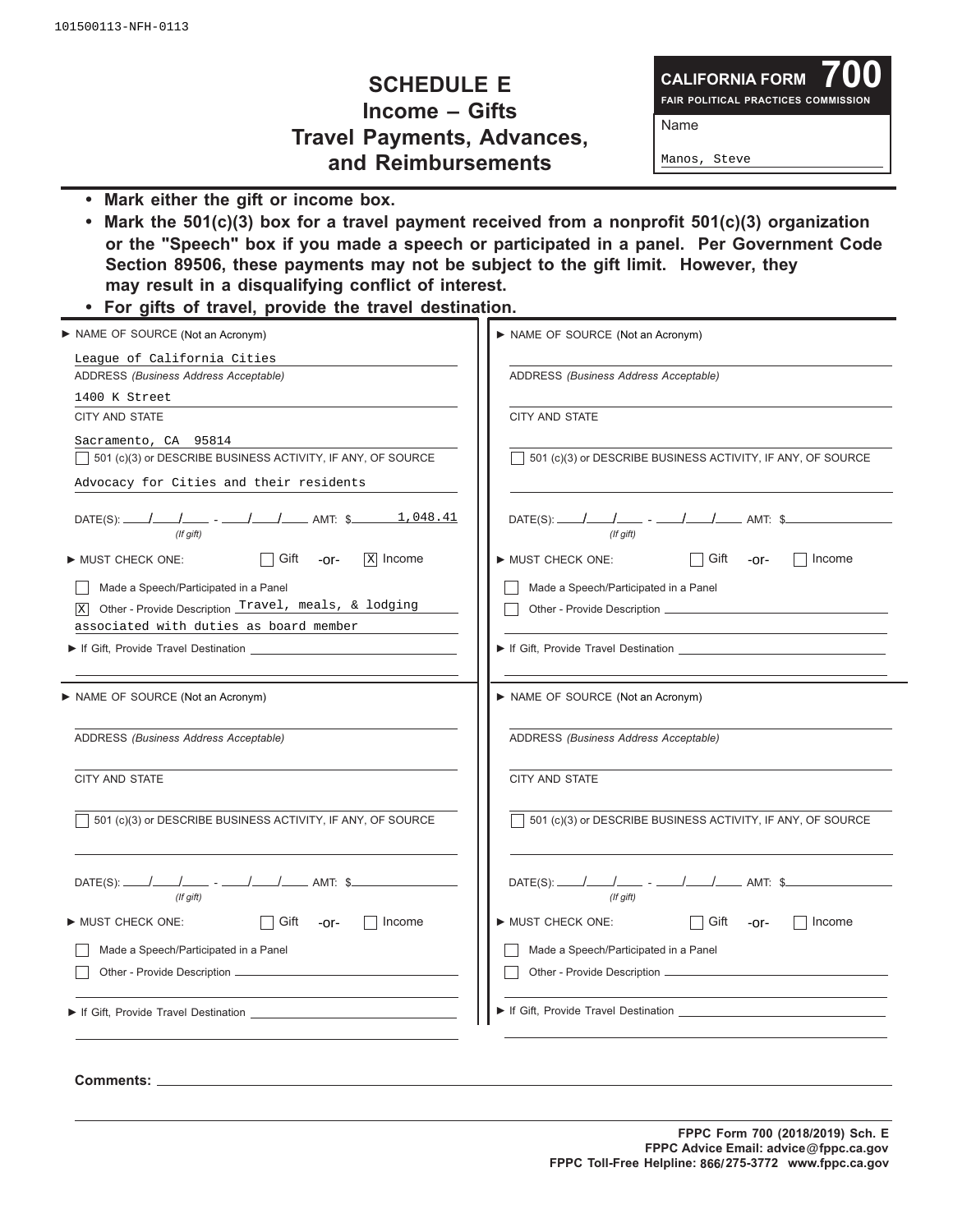101500113-NFH-0113

# SCHEDULE E
## Income – Gifts
## Travel Payments, Advances, and Reimbursements

**CALIFORNIA FORM 700**
**FAIR POLITICAL PRACTICES COMMISSION**

Name

Manos, Steve

- **Mark either the gift or income box.**
- **Mark the 501(c)(3) box for a travel payment received from a nonprofit 501(c)(3) organization or the "Speech" box if you made a speech or participated in a panel. Per Government Code Section 89506, these payments may not be subject to the gift limit. However, they may result in a disqualifying conflict of interest.**
- **For gifts of travel, provide the travel destination.**

---

► NAME OF SOURCE (Not an Acronym)

League of California Cities

ADDRESS *(Business Address Acceptable)*

1400 K Street

CITY AND STATE

Sacramento, CA 95814

☐ 501 (c)(3) or DESCRIBE BUSINESS ACTIVITY, IF ANY, OF SOURCE

Advocacy for Cities and their residents

DATE(S): ___/___/___ - ___/___/___ AMT: $ 1,048.41
*(If gift)*

► MUST CHECK ONE: ☐ Gift -or- ☒ Income

☐ Made a Speech/Participated in a Panel

☒ Other - Provide Description Travel, meals, & lodging associated with duties as board member

► If Gift, Provide Travel Destination ______

---

► NAME OF SOURCE (Not an Acronym)

ADDRESS *(Business Address Acceptable)*

CITY AND STATE

☐ 501 (c)(3) or DESCRIBE BUSINESS ACTIVITY, IF ANY, OF SOURCE

DATE(S): ___/___/___ - ___/___/___ AMT: $______
*(If gift)*

► MUST CHECK ONE: ☐ Gift -or- ☐ Income

☐ Made a Speech/Participated in a Panel

☐ Other - Provide Description ______

► If Gift, Provide Travel Destination ______

---

► NAME OF SOURCE (Not an Acronym)

ADDRESS *(Business Address Acceptable)*

CITY AND STATE

☐ 501 (c)(3) or DESCRIBE BUSINESS ACTIVITY, IF ANY, OF SOURCE

DATE(S): ___/___/___ - ___/___/___ AMT: $______
*(If gift)*

► MUST CHECK ONE: ☐ Gift -or- ☐ Income

☐ Made a Speech/Participated in a Panel

☐ Other - Provide Description ______

► If Gift, Provide Travel Destination ______

---

► NAME OF SOURCE (Not an Acronym)

ADDRESS *(Business Address Acceptable)*

CITY AND STATE

☐ 501 (c)(3) or DESCRIBE BUSINESS ACTIVITY, IF ANY, OF SOURCE

DATE(S): ___/___/___ - ___/___/___ AMT: $______
*(If gift)*

► MUST CHECK ONE: ☐ Gift -or- ☐ Income

☐ Made a Speech/Participated in a Panel

☐ Other - Provide Description ______

► If Gift, Provide Travel Destination ______

---

**Comments:** ______

**FPPC Form 700 (2018/2019) Sch. E**
**FPPC Advice Email: advice@fppc.ca.gov**
**FPPC Toll-Free Helpline: 866/275-3772 www.fppc.ca.gov**